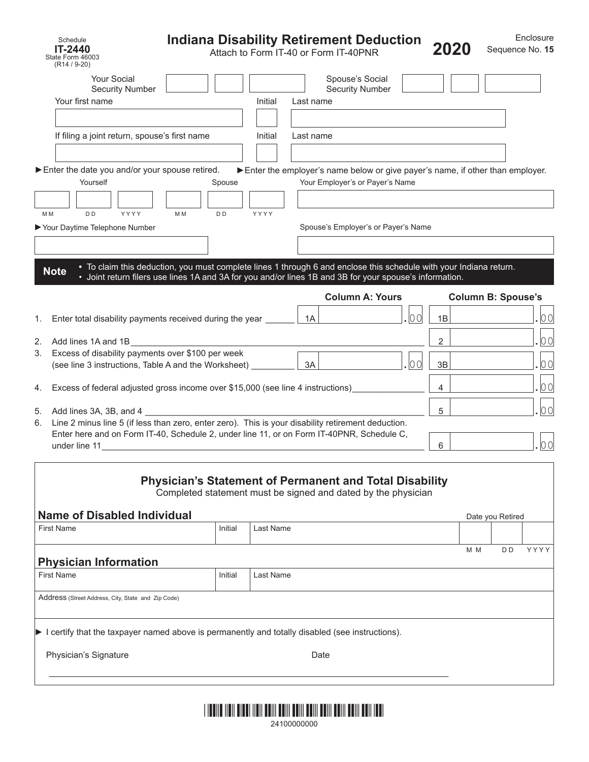Schedule
**IT-2440**
State Form 46003
(R14 / 9-20)

# Indiana Disability Retirement Deduction

Attach to Form IT-40 or Form IT-40PNR

**2020**

Enclosure
Sequence No. **15**

Your Social Security Number

Spouse's Social Security Number

Your first name | Initial | Last name

If filing a joint return, spouse's first name | Initial | Last name

►Enter the date you and/or your spouse retired.

Yourself: MM DD YYYY

Spouse: MM DD YYYY

►Enter the employer's name below or give payer's name, if other than employer.

Your Employer's or Payer's Name

►Your Daytime Telephone Number

Spouse's Employer's or Payer's Name

**Note**
- To claim this deduction, you must complete lines 1 through 6 and enclose this schedule with your Indiana return.
- Joint return filers use lines 1A and 3A for you and/or lines 1B and 3B for your spouse's information.

| | | Column A: Yours | Column B: Spouse's |
|---|---|---|---|
| 1. | Enter total disability payments received during the year | 1A .00 | 1B .00 |
| 2. | Add lines 1A and 1B | | 2 .00 |
| 3. | Excess of disability payments over $100 per week (see line 3 instructions, Table A and the Worksheet) | 3A .00 | 3B .00 |
| 4. | Excess of federal adjusted gross income over $15,000 (see line 4 instructions) | | 4 .00 |
| 5. | Add lines 3A, 3B, and 4 | | 5 .00 |
| 6. | Line 2 minus line 5 (if less than zero, enter zero). This is your disability retirement deduction. Enter here and on Form IT-40, Schedule 2, under line 11, or on Form IT-40PNR, Schedule C, under line 11 | | 6 .00 |

## Physician's Statement of Permanent and Total Disability

Completed statement must be signed and dated by the physician

### Name of Disabled Individual

First Name | Initial | Last Name | Date you Retired (MM DD YYYY)

### Physician Information

First Name | Initial | Last Name

Address (Street Address, City, State and Zip Code)

► I certify that the taxpayer named above is permanently and totally disabled (see instructions).

Physician's Signature _______________________ Date

24100000000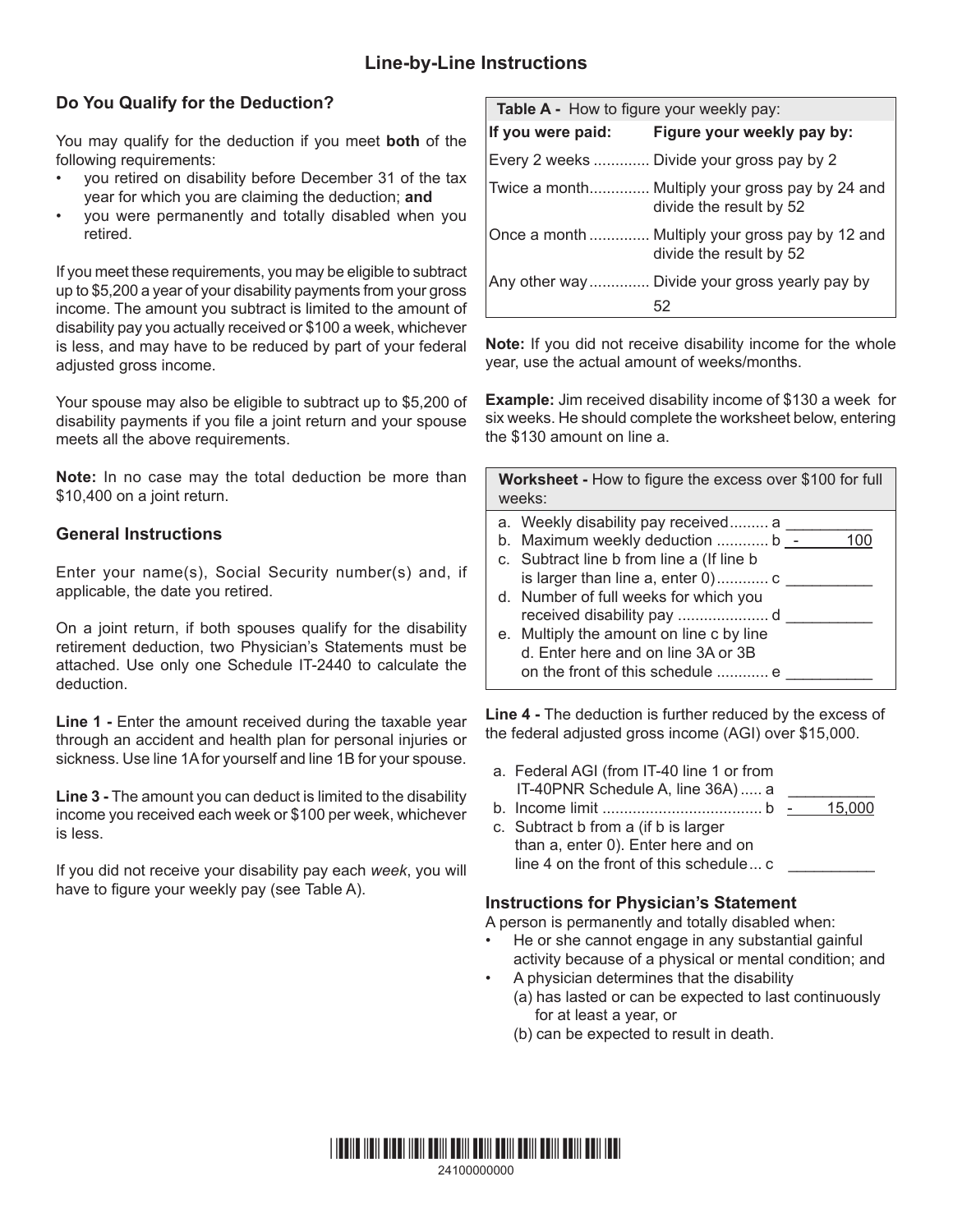## Line-by-Line Instructions

### Do You Qualify for the Deduction?

You may qualify for the deduction if you meet **both** of the following requirements:

- you retired on disability before December 31 of the tax year for which you are claiming the deduction; **and**
- you were permanently and totally disabled when you retired.

If you meet these requirements, you may be eligible to subtract up to $5,200 a year of your disability payments from your gross income. The amount you subtract is limited to the amount of disability pay you actually received or $100 a week, whichever is less, and may have to be reduced by part of your federal adjusted gross income.

Your spouse may also be eligible to subtract up to $5,200 of disability payments if you file a joint return and your spouse meets all the above requirements.

**Note:** In no case may the total deduction be more than $10,400 on a joint return.

### General Instructions

Enter your name(s), Social Security number(s) and, if applicable, the date you retired.

On a joint return, if both spouses qualify for the disability retirement deduction, two Physician's Statements must be attached. Use only one Schedule IT-2440 to calculate the deduction.

**Line 1 -** Enter the amount received during the taxable year through an accident and health plan for personal injuries or sickness. Use line 1A for yourself and line 1B for your spouse.

**Line 3 -** The amount you can deduct is limited to the disability income you received each week or $100 per week, whichever is less.

If you did not receive your disability pay each *week*, you will have to figure your weekly pay (see Table A).

**Table A -** How to figure your weekly pay:

| If you were paid: | Figure your weekly pay by: |
|---|---|
| Every 2 weeks | Divide your gross pay by 2 |
| Twice a month | Multiply your gross pay by 24 and divide the result by 52 |
| Once a month | Multiply your gross pay by 12 and divide the result by 52 |
| Any other way | Divide your gross yearly pay by 52 |

**Note:** If you did not receive disability income for the whole year, use the actual amount of weeks/months.

**Example:** Jim received disability income of $130 a week for six weeks. He should complete the worksheet below, entering the $130 amount on line a.

**Worksheet -** How to figure the excess over $100 for full weeks:

a. Weekly disability pay received ......... a __________
b. Maximum weekly deduction ............ b - 100
c. Subtract line b from line a (If line b is larger than line a, enter 0) ............ c __________
d. Number of full weeks for which you received disability pay ..................... d __________
e. Multiply the amount on line c by line d. Enter here and on line 3A or 3B on the front of this schedule ............ e __________

**Line 4 -** The deduction is further reduced by the excess of the federal adjusted gross income (AGI) over $15,000.

a. Federal AGI (from IT-40 line 1 or from IT-40PNR Schedule A, line 36A) ..... a __________
b. Income limit .................................... b - 15,000
c. Subtract b from a (if b is larger than a, enter 0). Enter here and on line 4 on the front of this schedule... c __________

### Instructions for Physician's Statement

A person is permanently and totally disabled when:

- He or she cannot engage in any substantial gainful activity because of a physical or mental condition; and
- A physician determines that the disability
  (a) has lasted or can be expected to last continuously for at least a year, or
  (b) can be expected to result in death.

24100000000